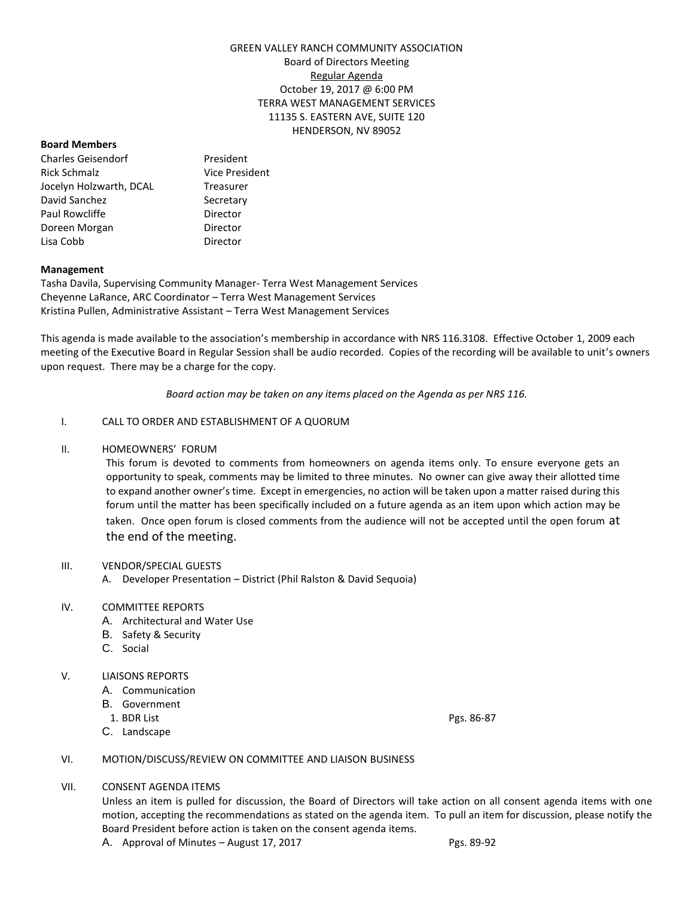GREEN VALLEY RANCH COMMUNITY ASSOCIATION
Board of Directors Meeting
Regular Agenda
October 19, 2017 @ 6:00 PM
TERRA WEST MANAGEMENT SERVICES
11135 S. EASTERN AVE, SUITE 120
HENDERSON, NV 89052

**Board Members**

| | |
|---|---|
| Charles Geisendorf | President |
| Rick Schmalz | Vice President |
| Jocelyn Holzwarth, DCAL | Treasurer |
| David Sanchez | Secretary |
| Paul Rowcliffe | Director |
| Doreen Morgan | Director |
| Lisa Cobb | Director |

**Management**

Tasha Davila, Supervising Community Manager- Terra West Management Services
Cheyenne LaRance, ARC Coordinator – Terra West Management Services
Kristina Pullen, Administrative Assistant – Terra West Management Services

This agenda is made available to the association's membership in accordance with NRS 116.3108. Effective October 1, 2009 each meeting of the Executive Board in Regular Session shall be audio recorded. Copies of the recording will be available to unit's owners upon request. There may be a charge for the copy.

*Board action may be taken on any items placed on the Agenda as per NRS 116.*

I. CALL TO ORDER AND ESTABLISHMENT OF A QUORUM

II. HOMEOWNERS' FORUM

This forum is devoted to comments from homeowners on agenda items only. To ensure everyone gets an opportunity to speak, comments may be limited to three minutes. No owner can give away their allotted time to expand another owner's time. Except in emergencies, no action will be taken upon a matter raised during this forum until the matter has been specifically included on a future agenda as an item upon which action may be taken. Once open forum is closed comments from the audience will not be accepted until the open forum at the end of the meeting.

III. VENDOR/SPECIAL GUESTS

A. Developer Presentation – District (Phil Ralston & David Sequoia)

IV. COMMITTEE REPORTS

A. Architectural and Water Use
B. Safety & Security
C. Social

V. LIAISONS REPORTS

A. Communication
B. Government
   1. BDR List — Pgs. 86-87
C. Landscape

VI. MOTION/DISCUSS/REVIEW ON COMMITTEE AND LIAISON BUSINESS

VII. CONSENT AGENDA ITEMS

Unless an item is pulled for discussion, the Board of Directors will take action on all consent agenda items with one motion, accepting the recommendations as stated on the agenda item. To pull an item for discussion, please notify the Board President before action is taken on the consent agenda items.

A. Approval of Minutes – August 17, 2017 — Pgs. 89-92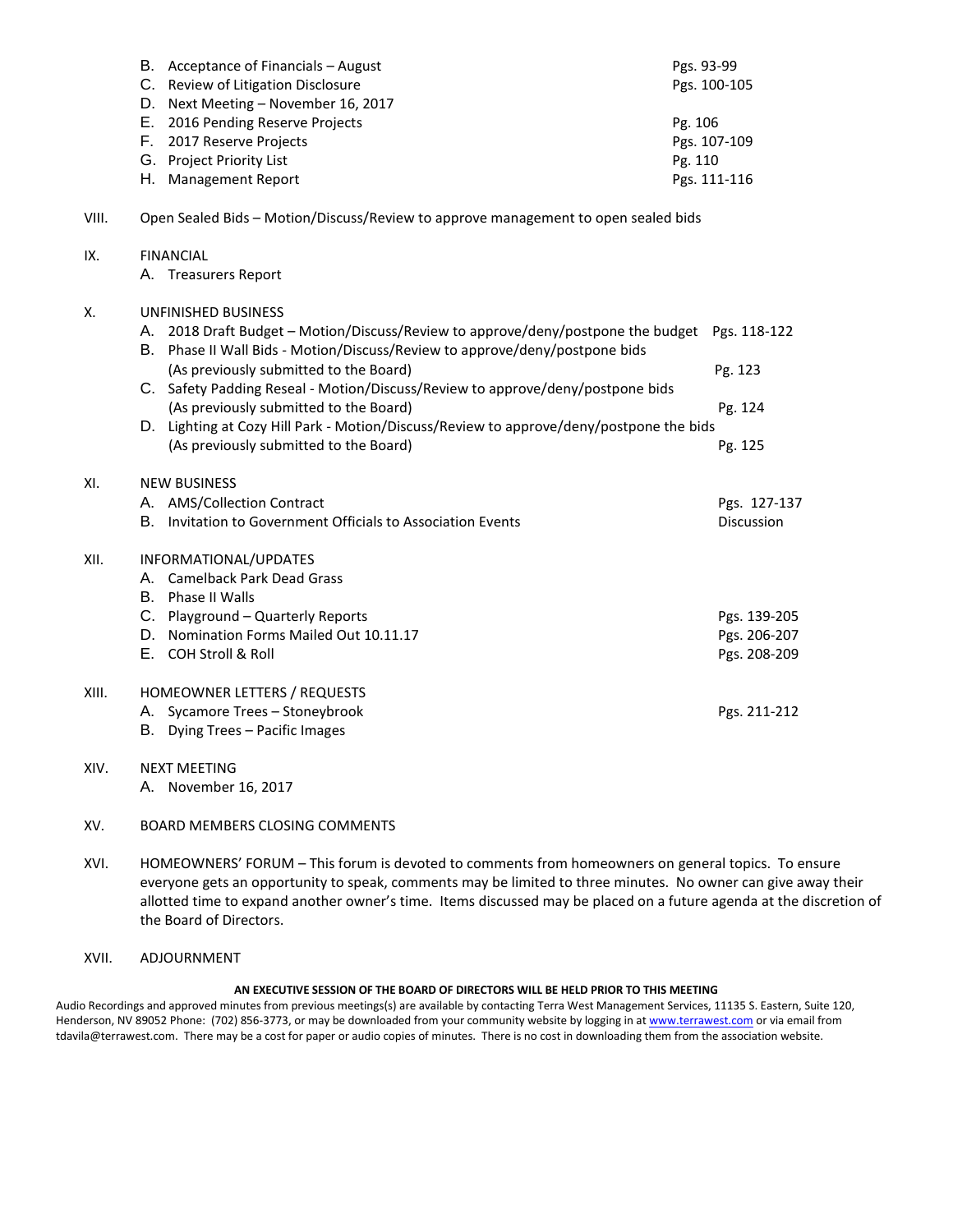B. Acceptance of Financials – August — Pgs. 93-99
C. Review of Litigation Disclosure — Pgs. 100-105
D. Next Meeting – November 16, 2017
E. 2016 Pending Reserve Projects — Pg. 106
F. 2017 Reserve Projects — Pgs. 107-109
G. Project Priority List — Pg. 110
H. Management Report — Pgs. 111-116

VIII. Open Sealed Bids – Motion/Discuss/Review to approve management to open sealed bids

IX. FINANCIAL
A. Treasurers Report

X. UNFINISHED BUSINESS
A. 2018 Draft Budget – Motion/Discuss/Review to approve/deny/postpone the budget — Pgs. 118-122
B. Phase II Wall Bids - Motion/Discuss/Review to approve/deny/postpone bids (As previously submitted to the Board) — Pg. 123
C. Safety Padding Reseal - Motion/Discuss/Review to approve/deny/postpone bids (As previously submitted to the Board) — Pg. 124
D. Lighting at Cozy Hill Park - Motion/Discuss/Review to approve/deny/postpone the bids (As previously submitted to the Board) — Pg. 125

XI. NEW BUSINESS
A. AMS/Collection Contract — Pgs. 127-137
B. Invitation to Government Officials to Association Events — Discussion

XII. INFORMATIONAL/UPDATES
A. Camelback Park Dead Grass
B. Phase II Walls
C. Playground – Quarterly Reports — Pgs. 139-205
D. Nomination Forms Mailed Out 10.11.17 — Pgs. 206-207
E. COH Stroll & Roll — Pgs. 208-209

XIII. HOMEOWNER LETTERS / REQUESTS
A. Sycamore Trees – Stoneybrook — Pgs. 211-212
B. Dying Trees – Pacific Images

XIV. NEXT MEETING
A. November 16, 2017

XV. BOARD MEMBERS CLOSING COMMENTS

XVI. HOMEOWNERS' FORUM – This forum is devoted to comments from homeowners on general topics. To ensure everyone gets an opportunity to speak, comments may be limited to three minutes. No owner can give away their allotted time to expand another owner's time. Items discussed may be placed on a future agenda at the discretion of the Board of Directors.

XVII. ADJOURNMENT

**AN EXECUTIVE SESSION OF THE BOARD OF DIRECTORS WILL BE HELD PRIOR TO THIS MEETING**

Audio Recordings and approved minutes from previous meetings(s) are available by contacting Terra West Management Services, 11135 S. Eastern, Suite 120, Henderson, NV 89052 Phone: (702) 856-3773, or may be downloaded from your community website by logging in at www.terrawest.com or via email from tdavila@terrawest.com. There may be a cost for paper or audio copies of minutes. There is no cost in downloading them from the association website.